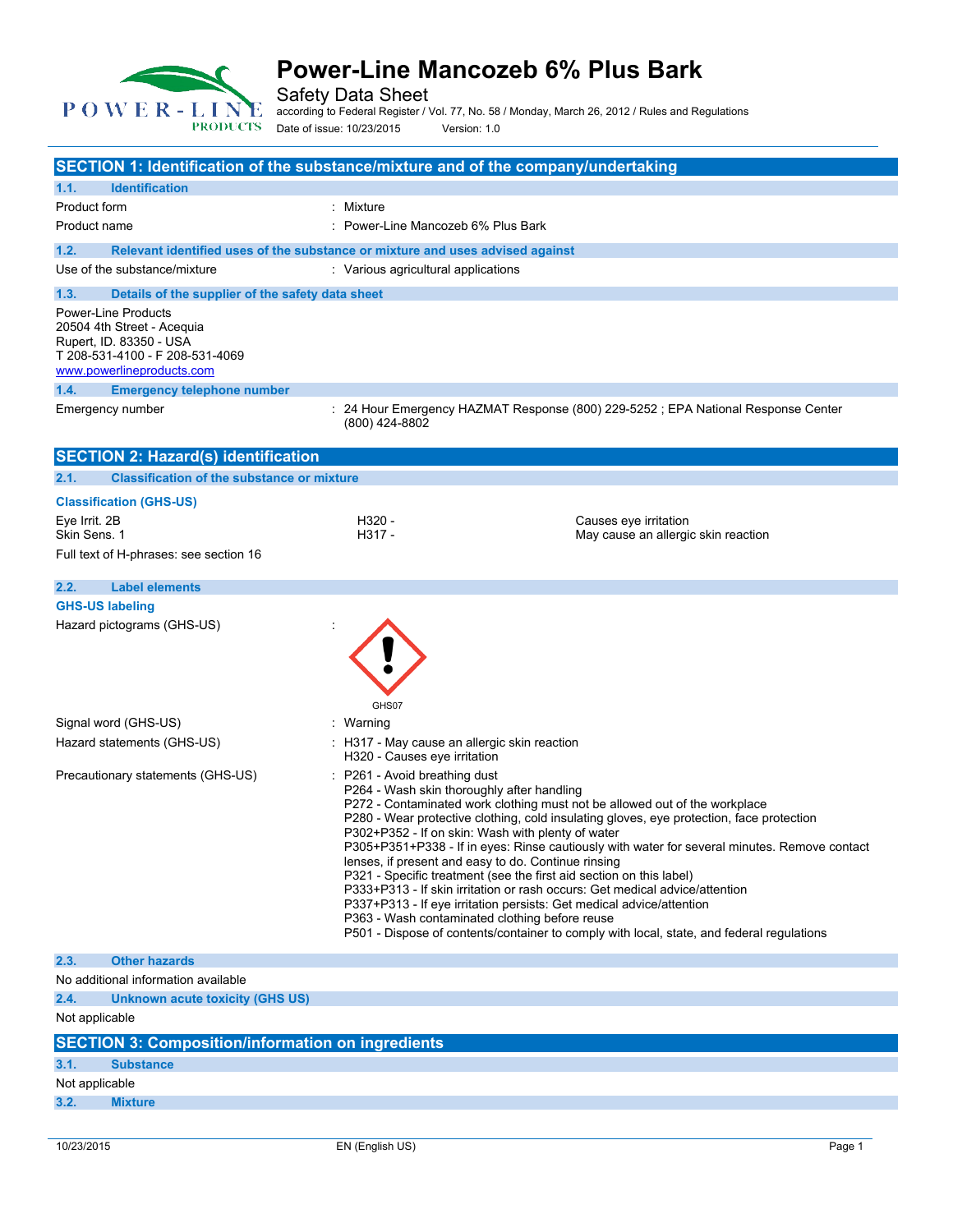// Power-Line Mancozeb 6% Plus Bark

Safety Data Sheet

according to Federal Register / Vol. 77, No. 58 / Monday, March 26, 2012 / Rules and Regulations

Date of issue: 10/23/2015 Version: 1.0

## SECTION 1: Identification of the substance/mixture and of the company/undertaking

### 1.1. Identification

| | |
|---|---|
| Product form | : Mixture |
| Product name | : Power-Line Mancozeb 6% Plus Bark |

### 1.2. Relevant identified uses of the substance or mixture and uses advised against

| | |
|---|---|
| Use of the substance/mixture | : Various agricultural applications |

### 1.3. Details of the supplier of the safety data sheet

Power-Line Products
20504 4th Street - Acequia
Rupert, ID. 83350 - USA
T 208-531-4100 - F 208-531-4069
www.powerlineproducts.com

### 1.4. Emergency telephone number

| | |
|---|---|
| Emergency number | : 24 Hour Emergency HAZMAT Response (800) 229-5252 ; EPA National Response Center (800) 424-8802 |

## SECTION 2: Hazard(s) identification

### 2.1. Classification of the substance or mixture

**Classification (GHS-US)**

| | | |
|---|---|---|
| Eye Irrit. 2B | H320 - | Causes eye irritation |
| Skin Sens. 1 | H317 - | May cause an allergic skin reaction |

Full text of H-phrases: see section 16

### 2.2. Label elements

**GHS-US labeling**

Hazard pictograms (GHS-US) :

GHS07

Signal word (GHS-US) : Warning

Hazard statements (GHS-US) :
H317 - May cause an allergic skin reaction
H320 - Causes eye irritation

Precautionary statements (GHS-US) :
P261 - Avoid breathing dust
P264 - Wash skin thoroughly after handling
P272 - Contaminated work clothing must not be allowed out of the workplace
P280 - Wear protective clothing, cold insulating gloves, eye protection, face protection
P302+P352 - If on skin: Wash with plenty of water
P305+P351+P338 - If in eyes: Rinse cautiously with water for several minutes. Remove contact lenses, if present and easy to do. Continue rinsing
P321 - Specific treatment (see the first aid section on this label)
P333+P313 - If skin irritation or rash occurs: Get medical advice/attention
P337+P313 - If eye irritation persists: Get medical advice/attention
P363 - Wash contaminated clothing before reuse
P501 - Dispose of contents/container to comply with local, state, and federal regulations

### 2.3. Other hazards

No additional information available

### 2.4. Unknown acute toxicity (GHS US)

Not applicable

## SECTION 3: Composition/information on ingredients

### 3.1. Substance

Not applicable

### 3.2. Mixture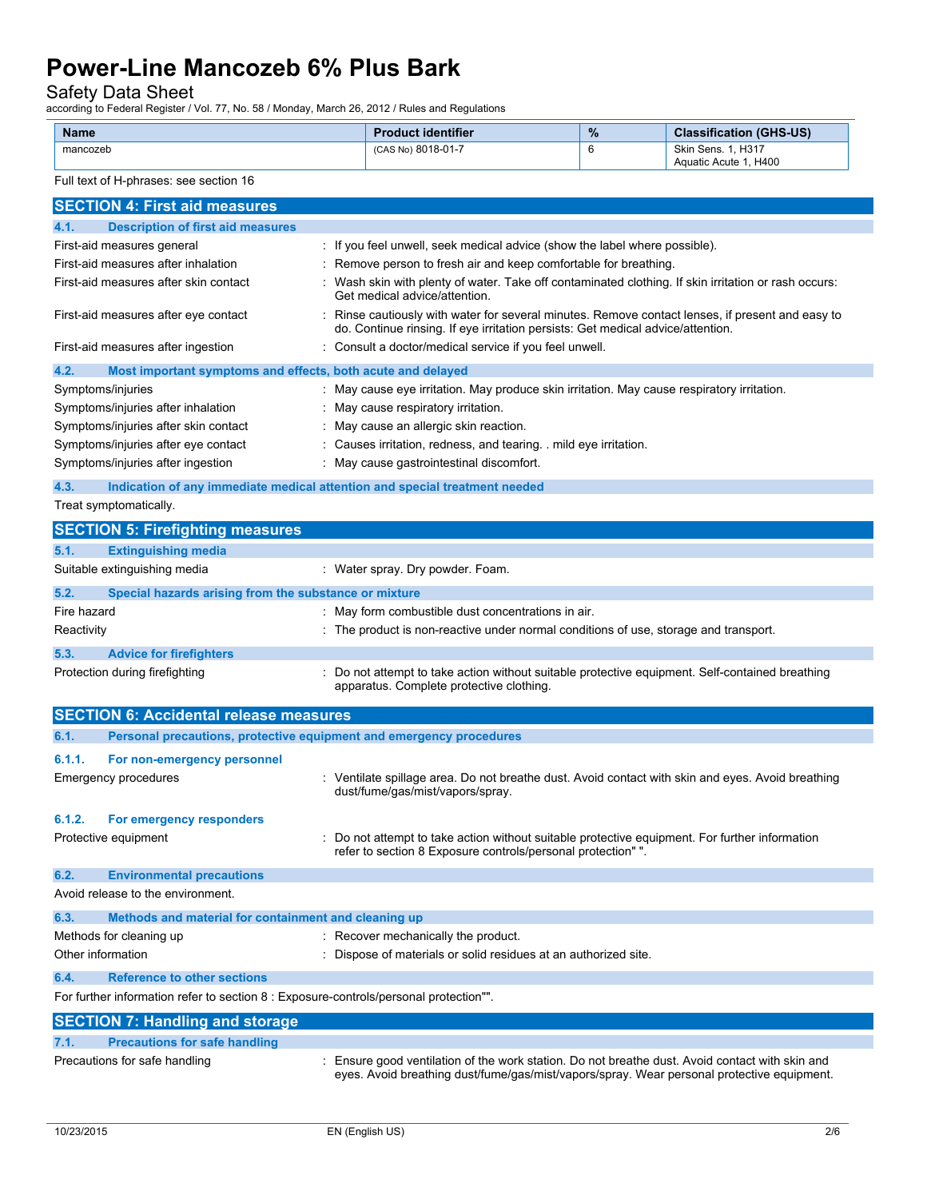| Name | Product identifier | % | Classification (GHS-US) |
|---|---|---|---|
| mancozeb | (CAS No) 8018-01-7 | 6 | Skin Sens. 1, H317<br>Aquatic Acute 1, H400 |

Full text of H-phrases: see section 16

## SECTION 4: First aid measures

### 4.1. Description of first aid measures

First-aid measures general : If you feel unwell, seek medical advice (show the label where possible).

First-aid measures after inhalation : Remove person to fresh air and keep comfortable for breathing.

First-aid measures after skin contact : Wash skin with plenty of water. Take off contaminated clothing. If skin irritation or rash occurs: Get medical advice/attention.

First-aid measures after eye contact : Rinse cautiously with water for several minutes. Remove contact lenses, if present and easy to do. Continue rinsing. If eye irritation persists: Get medical advice/attention.

First-aid measures after ingestion : Consult a doctor/medical service if you feel unwell.

### 4.2. Most important symptoms and effects, both acute and delayed

Symptoms/injuries : May cause eye irritation. May produce skin irritation. May cause respiratory irritation.

Symptoms/injuries after inhalation : May cause respiratory irritation.

Symptoms/injuries after skin contact : May cause an allergic skin reaction.

Symptoms/injuries after eye contact : Causes irritation, redness, and tearing. . mild eye irritation.

Symptoms/injuries after ingestion : May cause gastrointestinal discomfort.

### 4.3. Indication of any immediate medical attention and special treatment needed

Treat symptomatically.

## SECTION 5: Firefighting measures

### 5.1. Extinguishing media

Suitable extinguishing media : Water spray. Dry powder. Foam.

### 5.2. Special hazards arising from the substance or mixture

Fire hazard : May form combustible dust concentrations in air.

Reactivity : The product is non-reactive under normal conditions of use, storage and transport.

### 5.3. Advice for firefighters

Protection during firefighting : Do not attempt to take action without suitable protective equipment. Self-contained breathing apparatus. Complete protective clothing.

## SECTION 6: Accidental release measures

### 6.1. Personal precautions, protective equipment and emergency procedures

#### 6.1.1. For non-emergency personnel

Emergency procedures : Ventilate spillage area. Do not breathe dust. Avoid contact with skin and eyes. Avoid breathing dust/fume/gas/mist/vapors/spray.

#### 6.1.2. For emergency responders

Protective equipment : Do not attempt to take action without suitable protective equipment. For further information refer to section 8 Exposure controls/personal protection" ".

### 6.2. Environmental precautions

Avoid release to the environment.

### 6.3. Methods and material for containment and cleaning up

Methods for cleaning up : Recover mechanically the product.

Other information : Dispose of materials or solid residues at an authorized site.

### 6.4. Reference to other sections

For further information refer to section 8 : Exposure-controls/personal protection"".

## SECTION 7: Handling and storage

### 7.1. Precautions for safe handling

Precautions for safe handling : Ensure good ventilation of the work station. Do not breathe dust. Avoid contact with skin and eyes. Avoid breathing dust/fume/gas/mist/vapors/spray. Wear personal protective equipment.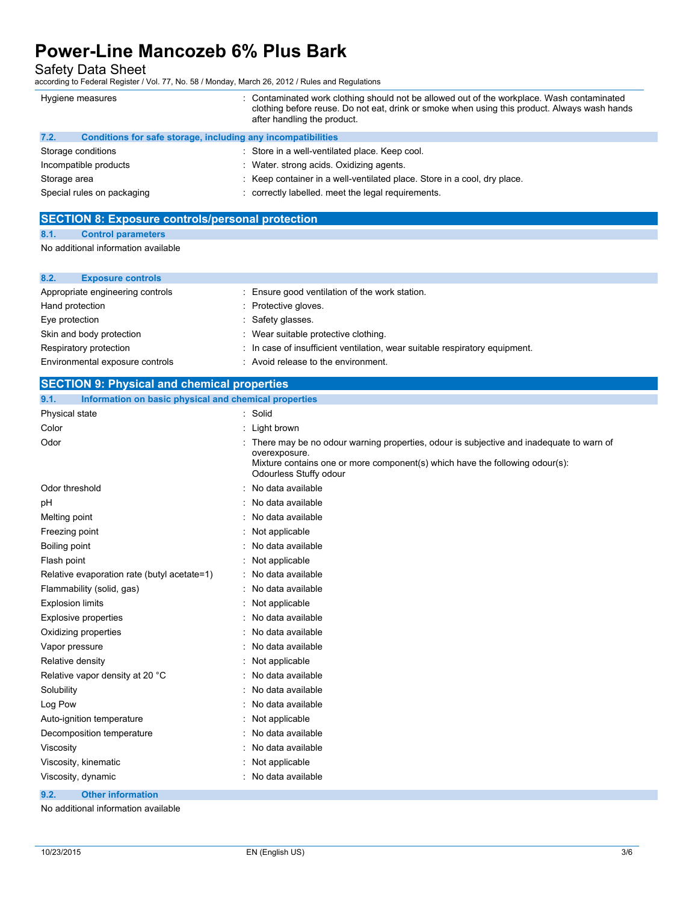| | |
|---|---|
| Hygiene measures | : Contaminated work clothing should not be allowed out of the workplace. Wash contaminated clothing before reuse. Do not eat, drink or smoke when using this product. Always wash hands after handling the product. |

### 7.2. Conditions for safe storage, including any incompatibilities

| | |
|---|---|
| Storage conditions | : Store in a well-ventilated place. Keep cool. |
| Incompatible products | : Water. strong acids. Oxidizing agents. |
| Storage area | : Keep container in a well-ventilated place. Store in a cool, dry place. |
| Special rules on packaging | : correctly labelled. meet the legal requirements. |

## SECTION 8: Exposure controls/personal protection

### 8.1. Control parameters

No additional information available

### 8.2. Exposure controls

| | |
|---|---|
| Appropriate engineering controls | : Ensure good ventilation of the work station. |
| Hand protection | : Protective gloves. |
| Eye protection | : Safety glasses. |
| Skin and body protection | : Wear suitable protective clothing. |
| Respiratory protection | : In case of insufficient ventilation, wear suitable respiratory equipment. |
| Environmental exposure controls | : Avoid release to the environment. |

## SECTION 9: Physical and chemical properties

### 9.1. Information on basic physical and chemical properties

| | |
|---|---|
| Physical state | : Solid |
| Color | : Light brown |
| Odor | : There may be no odour warning properties, odour is subjective and inadequate to warn of overexposure. Mixture contains one or more component(s) which have the following odour(s): Odourless Stuffy odour |
| Odor threshold | : No data available |
| pH | : No data available |
| Melting point | : No data available |
| Freezing point | : Not applicable |
| Boiling point | : No data available |
| Flash point | : Not applicable |
| Relative evaporation rate (butyl acetate=1) | : No data available |
| Flammability (solid, gas) | : No data available |
| Explosion limits | : Not applicable |
| Explosive properties | : No data available |
| Oxidizing properties | : No data available |
| Vapor pressure | : No data available |
| Relative density | : Not applicable |
| Relative vapor density at 20 °C | : No data available |
| Solubility | : No data available |
| Log Pow | : No data available |
| Auto-ignition temperature | : Not applicable |
| Decomposition temperature | : No data available |
| Viscosity | : No data available |
| Viscosity, kinematic | : Not applicable |
| Viscosity, dynamic | : No data available |

### 9.2. Other information

No additional information available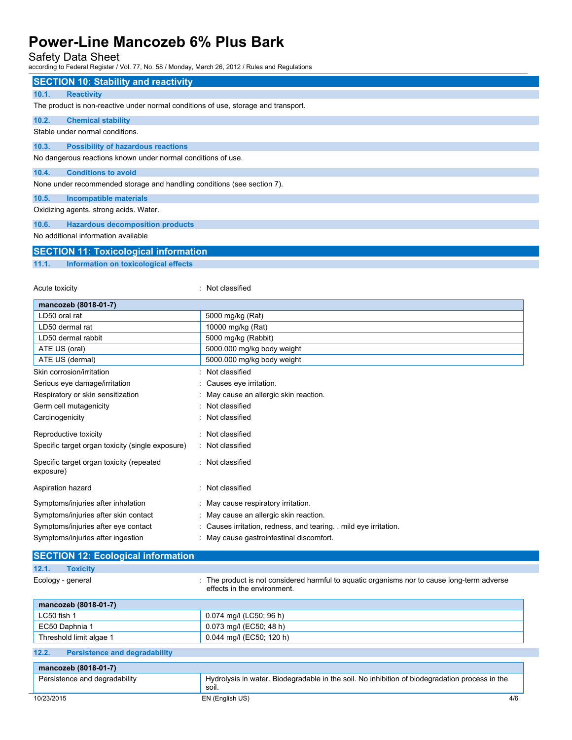## SECTION 10: Stability and reactivity

### 10.1. Reactivity

The product is non-reactive under normal conditions of use, storage and transport.

### 10.2. Chemical stability

Stable under normal conditions.

### 10.3. Possibility of hazardous reactions

No dangerous reactions known under normal conditions of use.

### 10.4. Conditions to avoid

None under recommended storage and handling conditions (see section 7).

### 10.5. Incompatible materials

Oxidizing agents. strong acids. Water.

### 10.6. Hazardous decomposition products

No additional information available

## SECTION 11: Toxicological information

### 11.1. Information on toxicological effects

Acute toxicity : Not classified

| mancozeb (8018-01-7) | |
|---|---|
| LD50 oral rat | 5000 mg/kg (Rat) |
| LD50 dermal rat | 10000 mg/kg (Rat) |
| LD50 dermal rabbit | 5000 mg/kg (Rabbit) |
| ATE US (oral) | 5000.000 mg/kg body weight |
| ATE US (dermal) | 5000.000 mg/kg body weight |

Skin corrosion/irritation : Not classified

Serious eye damage/irritation : Causes eye irritation.

Respiratory or skin sensitization : May cause an allergic skin reaction.

Germ cell mutagenicity : Not classified

Carcinogenicity : Not classified

Reproductive toxicity : Not classified

Specific target organ toxicity (single exposure) : Not classified

Specific target organ toxicity (repeated exposure) : Not classified

Aspiration hazard : Not classified

Symptoms/injuries after inhalation : May cause respiratory irritation.

Symptoms/injuries after skin contact : May cause an allergic skin reaction.

Symptoms/injuries after eye contact : Causes irritation, redness, and tearing. . mild eye irritation.

Symptoms/injuries after ingestion : May cause gastrointestinal discomfort.

## SECTION 12: Ecological information

### 12.1. Toxicity

Ecology - general : The product is not considered harmful to aquatic organisms nor to cause long-term adverse effects in the environment.

| mancozeb (8018-01-7) | |
|---|---|
| LC50 fish 1 | 0.074 mg/l (LC50; 96 h) |
| EC50 Daphnia 1 | 0.073 mg/l (EC50; 48 h) |
| Threshold limit algae 1 | 0.044 mg/l (EC50; 120 h) |

### 12.2. Persistence and degradability

| mancozeb (8018-01-7) | |
|---|---|
| Persistence and degradability | Hydrolysis in water. Biodegradable in the soil. No inhibition of biodegradation process in the soil. |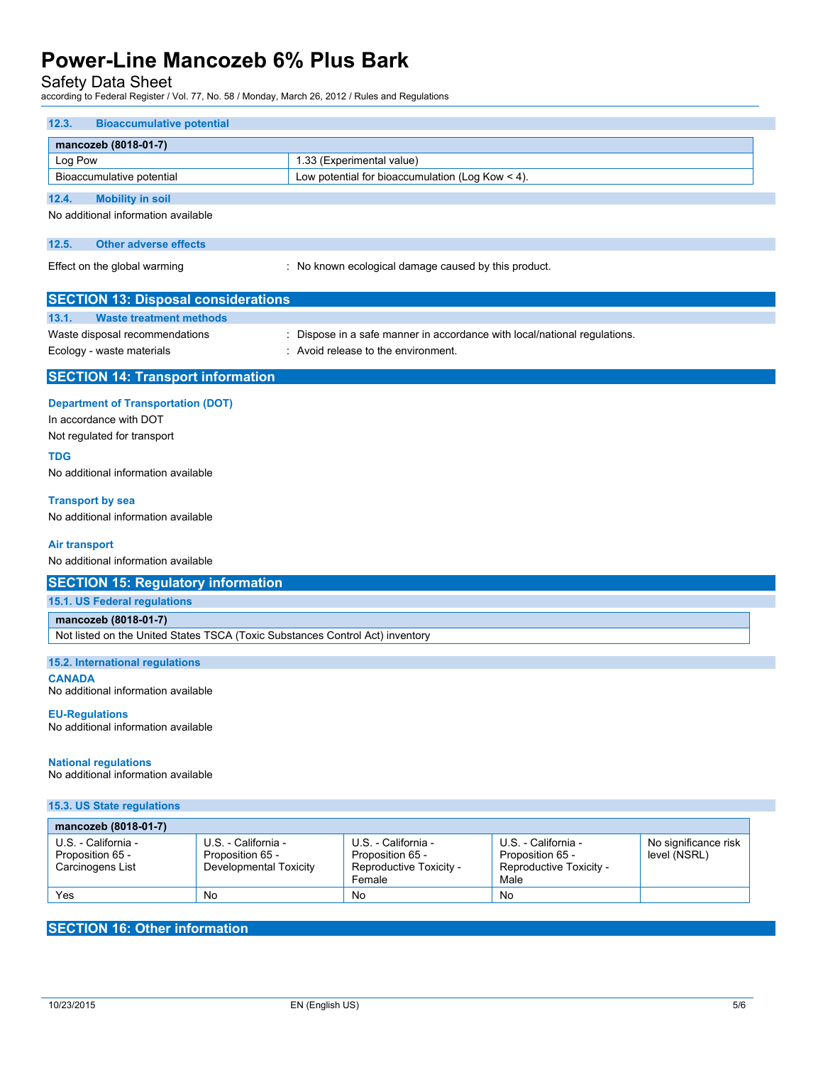### 12.3. Bioaccumulative potential

| mancozeb (8018-01-7) | |
|---|---|
| Log Pow | 1.33 (Experimental value) |
| Bioaccumulative potential | Low potential for bioaccumulation (Log Kow < 4). |

### 12.4. Mobility in soil

No additional information available

### 12.5. Other adverse effects

Effect on the global warming : No known ecological damage caused by this product.

## SECTION 13: Disposal considerations

### 13.1. Waste treatment methods

Waste disposal recommendations : Dispose in a safe manner in accordance with local/national regulations.

Ecology - waste materials : Avoid release to the environment.

## SECTION 14: Transport information

**Department of Transportation (DOT)**

In accordance with DOT

Not regulated for transport

**TDG**

No additional information available

**Transport by sea**

No additional information available

**Air transport**

No additional information available

## SECTION 15: Regulatory information

### 15.1. US Federal regulations

| mancozeb (8018-01-7) |
|---|
| Not listed on the United States TSCA (Toxic Substances Control Act) inventory |

### 15.2. International regulations

**CANADA**

No additional information available

**EU-Regulations**

No additional information available

**National regulations**

No additional information available

### 15.3. US State regulations

| mancozeb (8018-01-7) | | | | |
|---|---|---|---|---|
| U.S. - California - Proposition 65 - Carcinogens List | U.S. - California - Proposition 65 - Developmental Toxicity | U.S. - California - Proposition 65 - Reproductive Toxicity - Female | U.S. - California - Proposition 65 - Reproductive Toxicity - Male | No significance risk level (NSRL) |
| Yes | No | No | No | |

## SECTION 16: Other information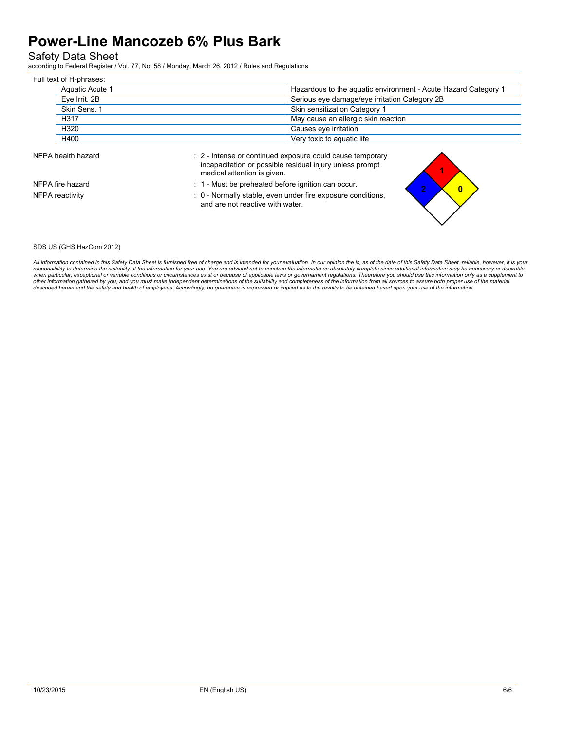Full text of H-phrases:

| | |
|---|---|
| Aquatic Acute 1 | Hazardous to the aquatic environment - Acute Hazard Category 1 |
| Eye Irrit. 2B | Serious eye damage/eye irritation Category 2B |
| Skin Sens. 1 | Skin sensitization Category 1 |
| H317 | May cause an allergic skin reaction |
| H320 | Causes eye irritation |
| H400 | Very toxic to aquatic life |

NFPA health hazard : 2 - Intense or continued exposure could cause temporary incapacitation or possible residual injury unless prompt medical attention is given.

NFPA fire hazard : 1 - Must be preheated before ignition can occur.

NFPA reactivity : 0 - Normally stable, even under fire exposure conditions, and are not reactive with water.

1

2

0

SDS US (GHS HazCom 2012)

*All information contained in this Safety Data Sheet is furnished free of charge and is intended for your evaluation. In our opinion the is, as of the date of this Safety Data Sheet, reliable, however, it is your responsibility to determine the suitablity of the information for your use. You are advised not to construe the informatio as absolutely complete since additional information may be necessary or desirable when particular, exceptional or variable conditions or circumstances exist or because of applicable laws or governament regulations. Theerefore you should use this information only as a supplement to other information gathered by you, and you must make independent determinations of the suitability and completeness of the information from all sources to assure both proper use of the material described herein and the safety and health of employees. Accordingly, no guarantee is expressed or implied as to the results to be obtained based upon your use of the information.*